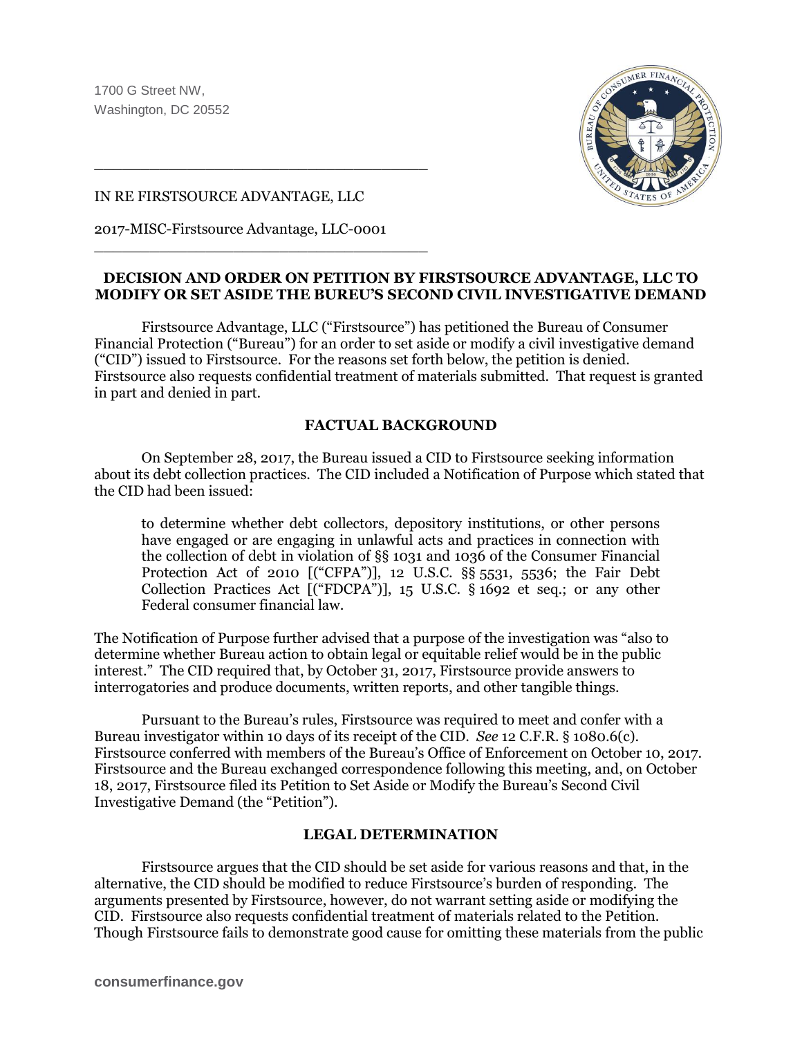1700 G Street NW,
Washington, DC 20552

---

IN RE FIRSTSOURCE ADVANTAGE, LLC

2017-MISC-Firstsource Advantage, LLC-0001

---

**DECISION AND ORDER ON PETITION BY FIRSTSOURCE ADVANTAGE, LLC TO MODIFY OR SET ASIDE THE BUREU'S SECOND CIVIL INVESTIGATIVE DEMAND**

Firstsource Advantage, LLC ("Firstsource") has petitioned the Bureau of Consumer Financial Protection ("Bureau") for an order to set aside or modify a civil investigative demand ("CID") issued to Firstsource. For the reasons set forth below, the petition is denied. Firstsource also requests confidential treatment of materials submitted. That request is granted in part and denied in part.

## FACTUAL BACKGROUND

On September 28, 2017, the Bureau issued a CID to Firstsource seeking information about its debt collection practices. The CID included a Notification of Purpose which stated that the CID had been issued:

> to determine whether debt collectors, depository institutions, or other persons have engaged or are engaging in unlawful acts and practices in connection with the collection of debt in violation of §§ 1031 and 1036 of the Consumer Financial Protection Act of 2010 [("CFPA")], 12 U.S.C. §§ 5531, 5536; the Fair Debt Collection Practices Act [("FDCPA")], 15 U.S.C. § 1692 et seq.; or any other Federal consumer financial law.

The Notification of Purpose further advised that a purpose of the investigation was "also to determine whether Bureau action to obtain legal or equitable relief would be in the public interest." The CID required that, by October 31, 2017, Firstsource provide answers to interrogatories and produce documents, written reports, and other tangible things.

Pursuant to the Bureau's rules, Firstsource was required to meet and confer with a Bureau investigator within 10 days of its receipt of the CID. *See* 12 C.F.R. § 1080.6(c). Firstsource conferred with members of the Bureau's Office of Enforcement on October 10, 2017. Firstsource and the Bureau exchanged correspondence following this meeting, and, on October 18, 2017, Firstsource filed its Petition to Set Aside or Modify the Bureau's Second Civil Investigative Demand (the "Petition").

## LEGAL DETERMINATION

Firstsource argues that the CID should be set aside for various reasons and that, in the alternative, the CID should be modified to reduce Firstsource's burden of responding. The arguments presented by Firstsource, however, do not warrant setting aside or modifying the CID. Firstsource also requests confidential treatment of materials related to the Petition. Though Firstsource fails to demonstrate good cause for omitting these materials from the public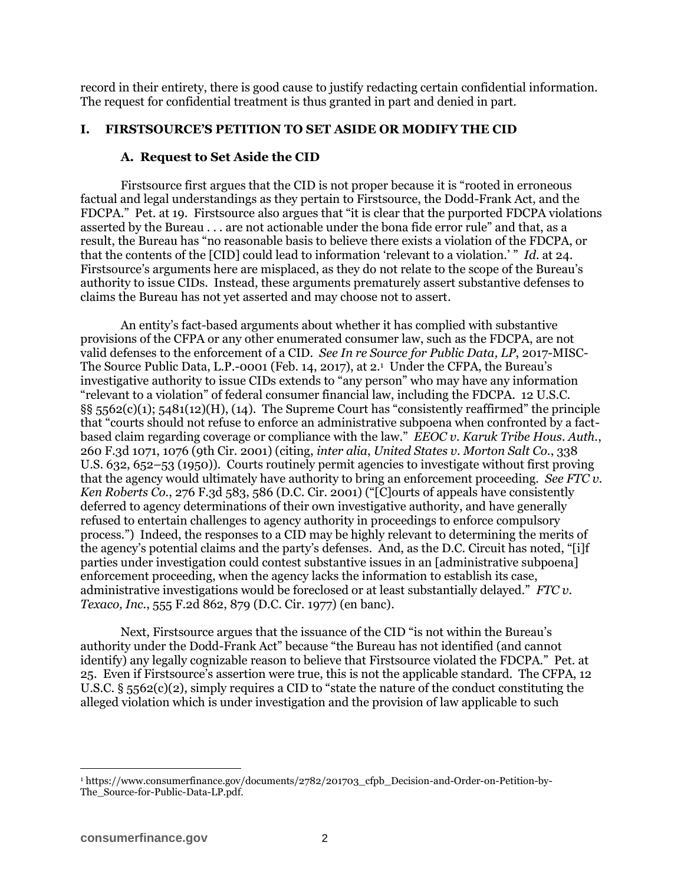record in their entirety, there is good cause to justify redacting certain confidential information. The request for confidential treatment is thus granted in part and denied in part.

## I. FIRSTSOURCE'S PETITION TO SET ASIDE OR MODIFY THE CID

### A. Request to Set Aside the CID

Firstsource first argues that the CID is not proper because it is "rooted in erroneous factual and legal understandings as they pertain to Firstsource, the Dodd-Frank Act, and the FDCPA." Pet. at 19. Firstsource also argues that "it is clear that the purported FDCPA violations asserted by the Bureau . . . are not actionable under the bona fide error rule" and that, as a result, the Bureau has "no reasonable basis to believe there exists a violation of the FDCPA, or that the contents of the [CID] could lead to information 'relevant to a violation.' " *Id.* at 24. Firstsource's arguments here are misplaced, as they do not relate to the scope of the Bureau's authority to issue CIDs. Instead, these arguments prematurely assert substantive defenses to claims the Bureau has not yet asserted and may choose not to assert.

An entity's fact-based arguments about whether it has complied with substantive provisions of the CFPA or any other enumerated consumer law, such as the FDCPA, are not valid defenses to the enforcement of a CID. *See In re Source for Public Data, LP*, 2017-MISC-The Source Public Data, L.P.-0001 (Feb. 14, 2017), at 2.[1] Under the CFPA, the Bureau's investigative authority to issue CIDs extends to "any person" who may have any information "relevant to a violation" of federal consumer financial law, including the FDCPA. 12 U.S.C. §§ 5562(c)(1); 5481(12)(H), (14). The Supreme Court has "consistently reaffirmed" the principle that "courts should not refuse to enforce an administrative subpoena when confronted by a fact-based claim regarding coverage or compliance with the law." *EEOC v. Karuk Tribe Hous. Auth.*, 260 F.3d 1071, 1076 (9th Cir. 2001) (citing, *inter alia*, *United States v. Morton Salt Co.*, 338 U.S. 632, 652–53 (1950)). Courts routinely permit agencies to investigate without first proving that the agency would ultimately have authority to bring an enforcement proceeding. *See FTC v. Ken Roberts Co.*, 276 F.3d 583, 586 (D.C. Cir. 2001) ("[C]ourts of appeals have consistently deferred to agency determinations of their own investigative authority, and have generally refused to entertain challenges to agency authority in proceedings to enforce compulsory process.") Indeed, the responses to a CID may be highly relevant to determining the merits of the agency's potential claims and the party's defenses. And, as the D.C. Circuit has noted, "[i]f parties under investigation could contest substantive issues in an [administrative subpoena] enforcement proceeding, when the agency lacks the information to establish its case, administrative investigations would be foreclosed or at least substantially delayed." *FTC v. Texaco, Inc.*, 555 F.2d 862, 879 (D.C. Cir. 1977) (en banc).

Next, Firstsource argues that the issuance of the CID "is not within the Bureau's authority under the Dodd-Frank Act" because "the Bureau has not identified (and cannot identify) any legally cognizable reason to believe that Firstsource violated the FDCPA." Pet. at 25. Even if Firstsource's assertion were true, this is not the applicable standard. The CFPA, 12 U.S.C. § 5562(c)(2), simply requires a CID to "state the nature of the conduct constituting the alleged violation which is under investigation and the provision of law applicable to such

---

[1] https://www.consumerfinance.gov/documents/2782/201703_cfpb_Decision-and-Order-on-Petition-by-The_Source-for-Public-Data-LP.pdf.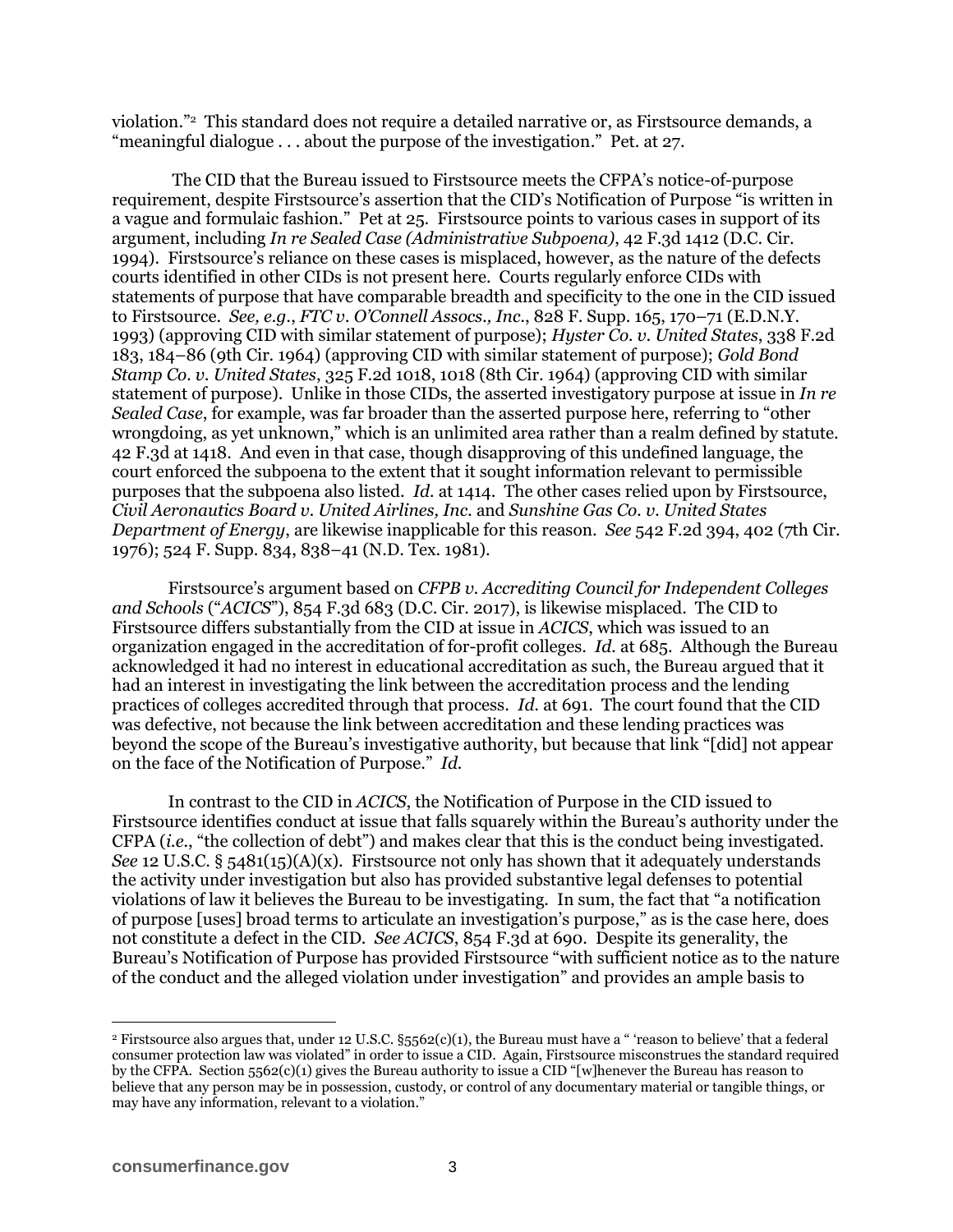violation."[2] This standard does not require a detailed narrative or, as Firstsource demands, a "meaningful dialogue . . . about the purpose of the investigation." Pet. at 27.

The CID that the Bureau issued to Firstsource meets the CFPA's notice-of-purpose requirement, despite Firstsource's assertion that the CID's Notification of Purpose "is written in a vague and formulaic fashion." Pet at 25. Firstsource points to various cases in support of its argument, including *In re Sealed Case (Administrative Subpoena)*, 42 F.3d 1412 (D.C. Cir. 1994). Firstsource's reliance on these cases is misplaced, however, as the nature of the defects courts identified in other CIDs is not present here. Courts regularly enforce CIDs with statements of purpose that have comparable breadth and specificity to the one in the CID issued to Firstsource. *See, e.g.*, *FTC v. O'Connell Assocs., Inc.*, 828 F. Supp. 165, 170–71 (E.D.N.Y. 1993) (approving CID with similar statement of purpose); *Hyster Co. v. United States*, 338 F.2d 183, 184–86 (9th Cir. 1964) (approving CID with similar statement of purpose); *Gold Bond Stamp Co. v. United States*, 325 F.2d 1018, 1018 (8th Cir. 1964) (approving CID with similar statement of purpose). Unlike in those CIDs, the asserted investigatory purpose at issue in *In re Sealed Case*, for example, was far broader than the asserted purpose here, referring to "other wrongdoing, as yet unknown," which is an unlimited area rather than a realm defined by statute. 42 F.3d at 1418. And even in that case, though disapproving of this undefined language, the court enforced the subpoena to the extent that it sought information relevant to permissible purposes that the subpoena also listed. *Id.* at 1414. The other cases relied upon by Firstsource, *Civil Aeronautics Board v. United Airlines, Inc.* and *Sunshine Gas Co. v. United States Department of Energy*, are likewise inapplicable for this reason. *See* 542 F.2d 394, 402 (7th Cir. 1976); 524 F. Supp. 834, 838–41 (N.D. Tex. 1981).

Firstsource's argument based on *CFPB v. Accrediting Council for Independent Colleges and Schools* ("*ACICS*"), 854 F.3d 683 (D.C. Cir. 2017), is likewise misplaced. The CID to Firstsource differs substantially from the CID at issue in *ACICS*, which was issued to an organization engaged in the accreditation of for-profit colleges. *Id.* at 685. Although the Bureau acknowledged it had no interest in educational accreditation as such, the Bureau argued that it had an interest in investigating the link between the accreditation process and the lending practices of colleges accredited through that process. *Id.* at 691. The court found that the CID was defective, not because the link between accreditation and these lending practices was beyond the scope of the Bureau's investigative authority, but because that link "[did] not appear on the face of the Notification of Purpose." *Id.*

In contrast to the CID in *ACICS*, the Notification of Purpose in the CID issued to Firstsource identifies conduct at issue that falls squarely within the Bureau's authority under the CFPA (*i.e.*, "the collection of debt") and makes clear that this is the conduct being investigated. *See* 12 U.S.C. § 5481(15)(A)(x). Firstsource not only has shown that it adequately understands the activity under investigation but also has provided substantive legal defenses to potential violations of law it believes the Bureau to be investigating. In sum, the fact that "a notification of purpose [uses] broad terms to articulate an investigation's purpose," as is the case here, does not constitute a defect in the CID. *See ACICS*, 854 F.3d at 690. Despite its generality, the Bureau's Notification of Purpose has provided Firstsource "with sufficient notice as to the nature of the conduct and the alleged violation under investigation" and provides an ample basis to

---

[2] Firstsource also argues that, under 12 U.S.C. §5562(c)(1), the Bureau must have a " 'reason to believe' that a federal consumer protection law was violated" in order to issue a CID. Again, Firstsource misconstrues the standard required by the CFPA. Section 5562(c)(1) gives the Bureau authority to issue a CID "[w]henever the Bureau has reason to believe that any person may be in possession, custody, or control of any documentary material or tangible things, or may have any information, relevant to a violation."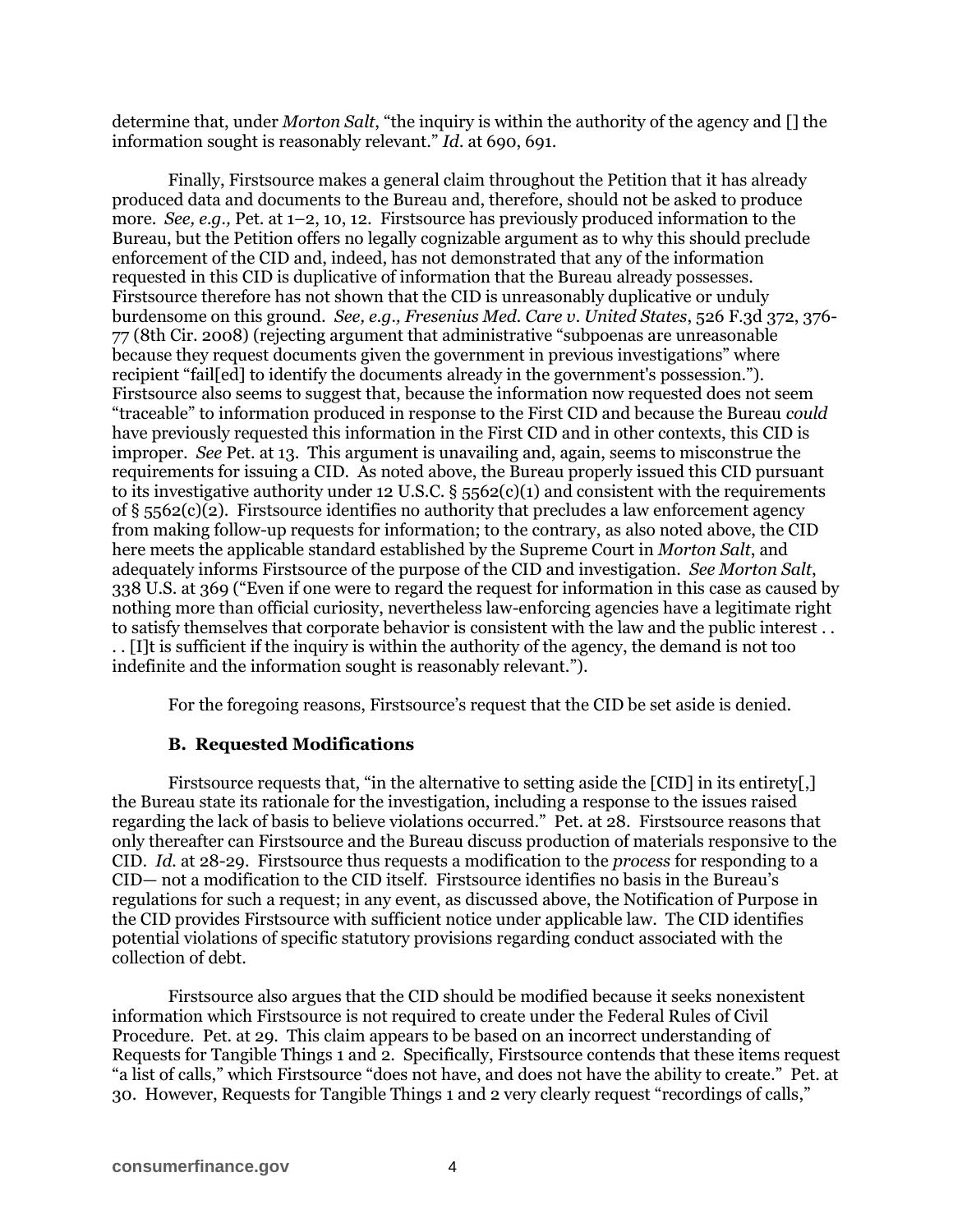determine that, under *Morton Salt*, "the inquiry is within the authority of the agency and [] the information sought is reasonably relevant." *Id.* at 690, 691.

Finally, Firstsource makes a general claim throughout the Petition that it has already produced data and documents to the Bureau and, therefore, should not be asked to produce more. *See, e.g.,* Pet. at 1–2, 10, 12. Firstsource has previously produced information to the Bureau, but the Petition offers no legally cognizable argument as to why this should preclude enforcement of the CID and, indeed, has not demonstrated that any of the information requested in this CID is duplicative of information that the Bureau already possesses. Firstsource therefore has not shown that the CID is unreasonably duplicative or unduly burdensome on this ground. *See, e.g., Fresenius Med. Care v. United States*, 526 F.3d 372, 376-77 (8th Cir. 2008) (rejecting argument that administrative "subpoenas are unreasonable because they request documents given the government in previous investigations" where recipient "fail[ed] to identify the documents already in the government's possession."). Firstsource also seems to suggest that, because the information now requested does not seem "traceable" to information produced in response to the First CID and because the Bureau *could* have previously requested this information in the First CID and in other contexts, this CID is improper. *See* Pet. at 13. This argument is unavailing and, again, seems to misconstrue the requirements for issuing a CID. As noted above, the Bureau properly issued this CID pursuant to its investigative authority under 12 U.S.C. § 5562(c)(1) and consistent with the requirements of § 5562(c)(2). Firstsource identifies no authority that precludes a law enforcement agency from making follow-up requests for information; to the contrary, as also noted above, the CID here meets the applicable standard established by the Supreme Court in *Morton Salt*, and adequately informs Firstsource of the purpose of the CID and investigation. *See Morton Salt*, 338 U.S. at 369 ("Even if one were to regard the request for information in this case as caused by nothing more than official curiosity, nevertheless law-enforcing agencies have a legitimate right to satisfy themselves that corporate behavior is consistent with the law and the public interest . . . [I]t is sufficient if the inquiry is within the authority of the agency, the demand is not too indefinite and the information sought is reasonably relevant.").

For the foregoing reasons, Firstsource's request that the CID be set aside is denied.

### B. Requested Modifications

Firstsource requests that, "in the alternative to setting aside the [CID] in its entirety[,] the Bureau state its rationale for the investigation, including a response to the issues raised regarding the lack of basis to believe violations occurred." Pet. at 28. Firstsource reasons that only thereafter can Firstsource and the Bureau discuss production of materials responsive to the CID. *Id.* at 28-29. Firstsource thus requests a modification to the *process* for responding to a CID— not a modification to the CID itself. Firstsource identifies no basis in the Bureau's regulations for such a request; in any event, as discussed above, the Notification of Purpose in the CID provides Firstsource with sufficient notice under applicable law. The CID identifies potential violations of specific statutory provisions regarding conduct associated with the collection of debt.

Firstsource also argues that the CID should be modified because it seeks nonexistent information which Firstsource is not required to create under the Federal Rules of Civil Procedure. Pet. at 29. This claim appears to be based on an incorrect understanding of Requests for Tangible Things 1 and 2. Specifically, Firstsource contends that these items request "a list of calls," which Firstsource "does not have, and does not have the ability to create." Pet. at 30. However, Requests for Tangible Things 1 and 2 very clearly request "recordings of calls,"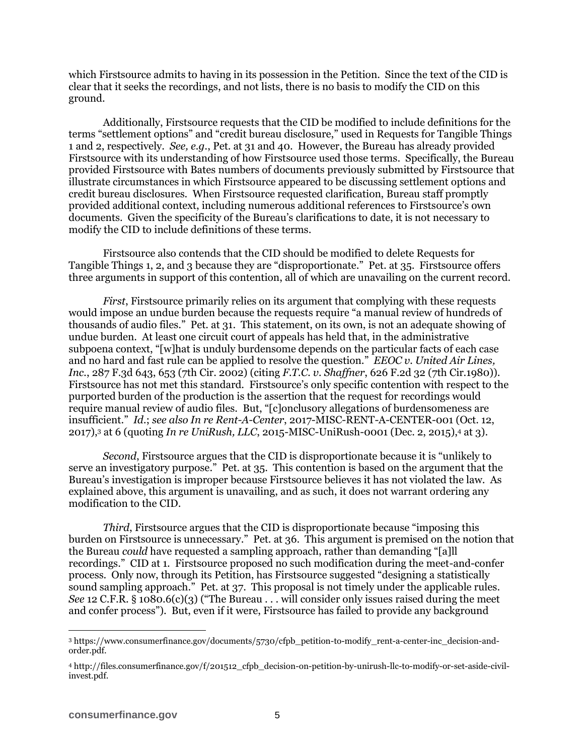which Firstsource admits to having in its possession in the Petition. Since the text of the CID is clear that it seeks the recordings, and not lists, there is no basis to modify the CID on this ground.

Additionally, Firstsource requests that the CID be modified to include definitions for the terms "settlement options" and "credit bureau disclosure," used in Requests for Tangible Things 1 and 2, respectively. *See, e.g.*, Pet. at 31 and 40. However, the Bureau has already provided Firstsource with its understanding of how Firstsource used those terms. Specifically, the Bureau provided Firstsource with Bates numbers of documents previously submitted by Firstsource that illustrate circumstances in which Firstsource appeared to be discussing settlement options and credit bureau disclosures. When Firstsource requested clarification, Bureau staff promptly provided additional context, including numerous additional references to Firstsource's own documents. Given the specificity of the Bureau's clarifications to date, it is not necessary to modify the CID to include definitions of these terms.

Firstsource also contends that the CID should be modified to delete Requests for Tangible Things 1, 2, and 3 because they are "disproportionate." Pet. at 35. Firstsource offers three arguments in support of this contention, all of which are unavailing on the current record.

*First*, Firstsource primarily relies on its argument that complying with these requests would impose an undue burden because the requests require "a manual review of hundreds of thousands of audio files." Pet. at 31. This statement, on its own, is not an adequate showing of undue burden. At least one circuit court of appeals has held that, in the administrative subpoena context, "[w]hat is unduly burdensome depends on the particular facts of each case and no hard and fast rule can be applied to resolve the question." *EEOC v. United Air Lines, Inc.*, 287 F.3d 643, 653 (7th Cir. 2002) (citing *F.T.C. v. Shaffner*, 626 F.2d 32 (7th Cir.1980)). Firstsource has not met this standard. Firstsource's only specific contention with respect to the purported burden of the production is the assertion that the request for recordings would require manual review of audio files. But, "[c]onclusory allegations of burdensomeness are insufficient." *Id.*; *see also In re Rent-A-Center*, 2017-MISC-RENT-A-CENTER-001 (Oct. 12, 2017),[3] at 6 (quoting *In re UniRush, LLC*, 2015-MISC-UniRush-0001 (Dec. 2, 2015),[4] at 3).

*Second*, Firstsource argues that the CID is disproportionate because it is "unlikely to serve an investigatory purpose." Pet. at 35. This contention is based on the argument that the Bureau's investigation is improper because Firstsource believes it has not violated the law. As explained above, this argument is unavailing, and as such, it does not warrant ordering any modification to the CID.

*Third*, Firstsource argues that the CID is disproportionate because "imposing this burden on Firstsource is unnecessary." Pet. at 36. This argument is premised on the notion that the Bureau *could* have requested a sampling approach, rather than demanding "[a]ll recordings." CID at 1. Firstsource proposed no such modification during the meet-and-confer process. Only now, through its Petition, has Firstsource suggested "designing a statistically sound sampling approach." Pet. at 37. This proposal is not timely under the applicable rules. *See* 12 C.F.R. § 1080.6(c)(3) ("The Bureau . . . will consider only issues raised during the meet and confer process"). But, even if it were, Firstsource has failed to provide any background

[3] https://www.consumerfinance.gov/documents/5730/cfpb_petition-to-modify_rent-a-center-inc_decision-and-order.pdf.

[4] http://files.consumerfinance.gov/f/201512_cfpb_decision-on-petition-by-unirush-llc-to-modify-or-set-aside-civil-invest.pdf.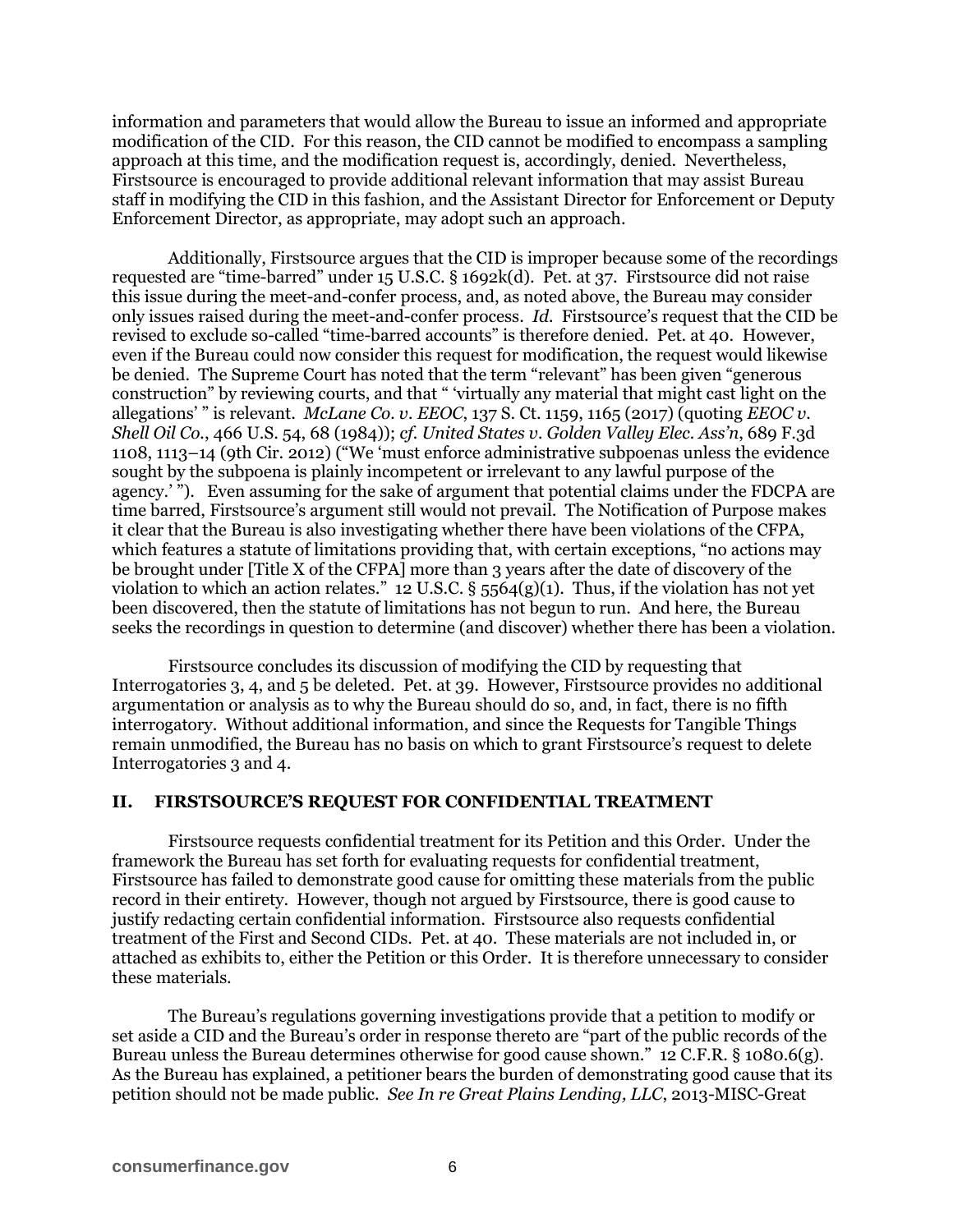information and parameters that would allow the Bureau to issue an informed and appropriate modification of the CID. For this reason, the CID cannot be modified to encompass a sampling approach at this time, and the modification request is, accordingly, denied. Nevertheless, Firstsource is encouraged to provide additional relevant information that may assist Bureau staff in modifying the CID in this fashion, and the Assistant Director for Enforcement or Deputy Enforcement Director, as appropriate, may adopt such an approach.

Additionally, Firstsource argues that the CID is improper because some of the recordings requested are "time-barred" under 15 U.S.C. § 1692k(d). Pet. at 37. Firstsource did not raise this issue during the meet-and-confer process, and, as noted above, the Bureau may consider only issues raised during the meet-and-confer process. *Id.* Firstsource's request that the CID be revised to exclude so-called "time-barred accounts" is therefore denied. Pet. at 40. However, even if the Bureau could now consider this request for modification, the request would likewise be denied. The Supreme Court has noted that the term "relevant" has been given "generous construction" by reviewing courts, and that " 'virtually any material that might cast light on the allegations' " is relevant. *McLane Co. v. EEOC*, 137 S. Ct. 1159, 1165 (2017) (quoting *EEOC v. Shell Oil Co.*, 466 U.S. 54, 68 (1984)); *cf. United States v. Golden Valley Elec. Ass'n*, 689 F.3d 1108, 1113–14 (9th Cir. 2012) ("We 'must enforce administrative subpoenas unless the evidence sought by the subpoena is plainly incompetent or irrelevant to any lawful purpose of the agency.' "). Even assuming for the sake of argument that potential claims under the FDCPA are time barred, Firstsource's argument still would not prevail. The Notification of Purpose makes it clear that the Bureau is also investigating whether there have been violations of the CFPA, which features a statute of limitations providing that, with certain exceptions, "no actions may be brought under [Title X of the CFPA] more than 3 years after the date of discovery of the violation to which an action relates." 12 U.S.C. § 5564(g)(1). Thus, if the violation has not yet been discovered, then the statute of limitations has not begun to run. And here, the Bureau seeks the recordings in question to determine (and discover) whether there has been a violation.

Firstsource concludes its discussion of modifying the CID by requesting that Interrogatories 3, 4, and 5 be deleted. Pet. at 39. However, Firstsource provides no additional argumentation or analysis as to why the Bureau should do so, and, in fact, there is no fifth interrogatory. Without additional information, and since the Requests for Tangible Things remain unmodified, the Bureau has no basis on which to grant Firstsource's request to delete Interrogatories 3 and 4.

## II. FIRSTSOURCE'S REQUEST FOR CONFIDENTIAL TREATMENT

Firstsource requests confidential treatment for its Petition and this Order. Under the framework the Bureau has set forth for evaluating requests for confidential treatment, Firstsource has failed to demonstrate good cause for omitting these materials from the public record in their entirety. However, though not argued by Firstsource, there is good cause to justify redacting certain confidential information. Firstsource also requests confidential treatment of the First and Second CIDs. Pet. at 40. These materials are not included in, or attached as exhibits to, either the Petition or this Order. It is therefore unnecessary to consider these materials.

The Bureau's regulations governing investigations provide that a petition to modify or set aside a CID and the Bureau's order in response thereto are "part of the public records of the Bureau unless the Bureau determines otherwise for good cause shown." 12 C.F.R. § 1080.6(g). As the Bureau has explained, a petitioner bears the burden of demonstrating good cause that its petition should not be made public. *See In re Great Plains Lending, LLC*, 2013-MISC-Great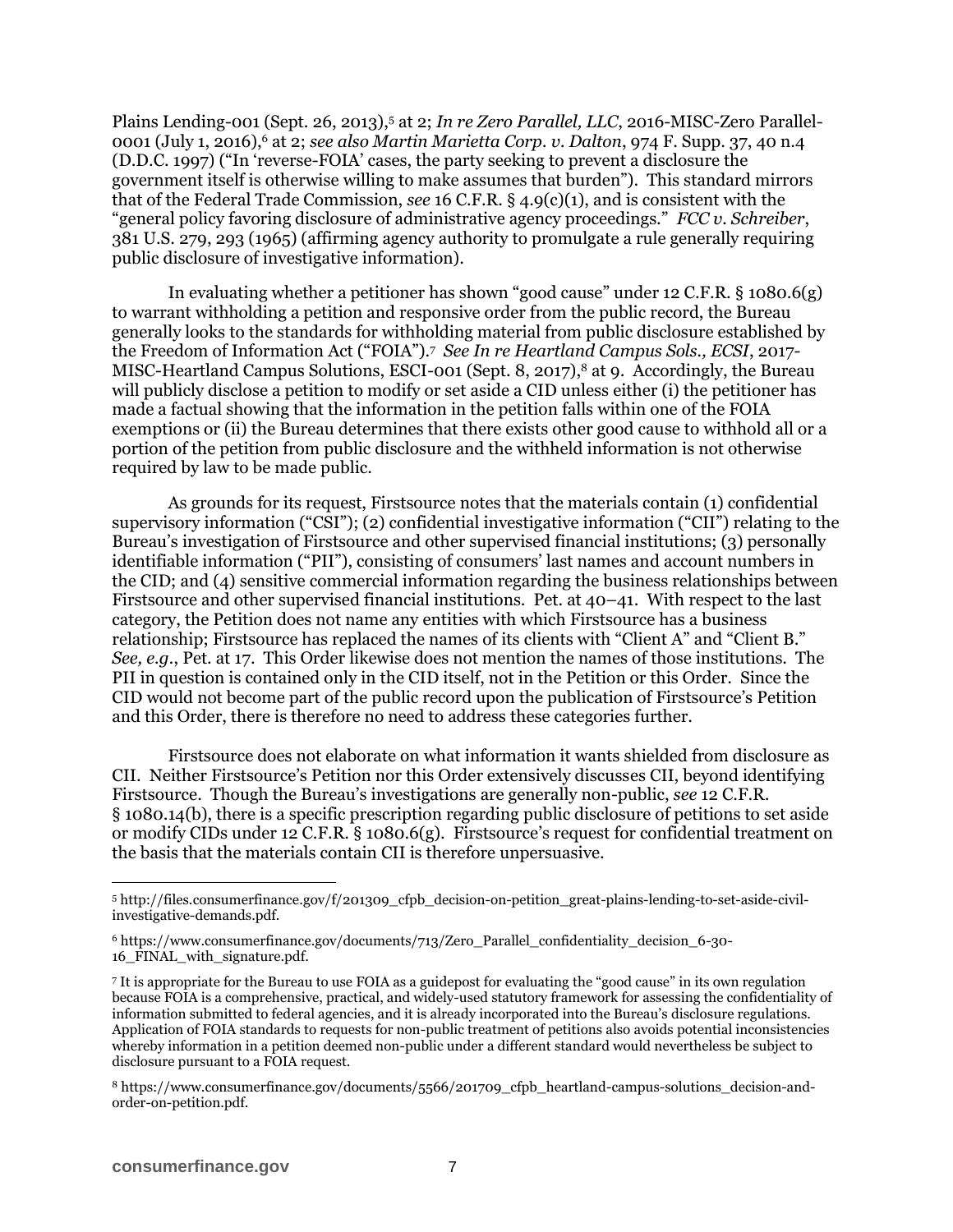Plains Lending-001 (Sept. 26, 2013),[5] at 2; *In re Zero Parallel, LLC*, 2016-MISC-Zero Parallel-0001 (July 1, 2016),[6] at 2; *see also Martin Marietta Corp. v. Dalton*, 974 F. Supp. 37, 40 n.4 (D.D.C. 1997) ("In 'reverse-FOIA' cases, the party seeking to prevent a disclosure the government itself is otherwise willing to make assumes that burden"). This standard mirrors that of the Federal Trade Commission, *see* 16 C.F.R. § 4.9(c)(1), and is consistent with the "general policy favoring disclosure of administrative agency proceedings." *FCC v. Schreiber*, 381 U.S. 279, 293 (1965) (affirming agency authority to promulgate a rule generally requiring public disclosure of investigative information).

In evaluating whether a petitioner has shown "good cause" under 12 C.F.R. § 1080.6(g) to warrant withholding a petition and responsive order from the public record, the Bureau generally looks to the standards for withholding material from public disclosure established by the Freedom of Information Act ("FOIA").[7] *See In re Heartland Campus Sols., ECSI*, 2017-MISC-Heartland Campus Solutions, ESCI-001 (Sept. 8, 2017),[8] at 9. Accordingly, the Bureau will publicly disclose a petition to modify or set aside a CID unless either (i) the petitioner has made a factual showing that the information in the petition falls within one of the FOIA exemptions or (ii) the Bureau determines that there exists other good cause to withhold all or a portion of the petition from public disclosure and the withheld information is not otherwise required by law to be made public.

As grounds for its request, Firstsource notes that the materials contain (1) confidential supervisory information ("CSI"); (2) confidential investigative information ("CII") relating to the Bureau's investigation of Firstsource and other supervised financial institutions; (3) personally identifiable information ("PII"), consisting of consumers' last names and account numbers in the CID; and (4) sensitive commercial information regarding the business relationships between Firstsource and other supervised financial institutions. Pet. at 40–41. With respect to the last category, the Petition does not name any entities with which Firstsource has a business relationship; Firstsource has replaced the names of its clients with "Client A" and "Client B." *See, e.g.*, Pet. at 17. This Order likewise does not mention the names of those institutions. The PII in question is contained only in the CID itself, not in the Petition or this Order. Since the CID would not become part of the public record upon the publication of Firstsource's Petition and this Order, there is therefore no need to address these categories further.

Firstsource does not elaborate on what information it wants shielded from disclosure as CII. Neither Firstsource's Petition nor this Order extensively discusses CII, beyond identifying Firstsource. Though the Bureau's investigations are generally non-public, *see* 12 C.F.R. § 1080.14(b), there is a specific prescription regarding public disclosure of petitions to set aside or modify CIDs under 12 C.F.R. § 1080.6(g). Firstsource's request for confidential treatment on the basis that the materials contain CII is therefore unpersuasive.

---

[5] http://files.consumerfinance.gov/f/201309_cfpb_decision-on-petition_great-plains-lending-to-set-aside-civil-investigative-demands.pdf.

[6] https://www.consumerfinance.gov/documents/713/Zero_Parallel_confidentiality_decision_6-30-16_FINAL_with_signature.pdf.

[7] It is appropriate for the Bureau to use FOIA as a guidepost for evaluating the "good cause" in its own regulation because FOIA is a comprehensive, practical, and widely-used statutory framework for assessing the confidentiality of information submitted to federal agencies, and it is already incorporated into the Bureau's disclosure regulations. Application of FOIA standards to requests for non-public treatment of petitions also avoids potential inconsistencies whereby information in a petition deemed non-public under a different standard would nevertheless be subject to disclosure pursuant to a FOIA request.

[8] https://www.consumerfinance.gov/documents/5566/201709_cfpb_heartland-campus-solutions_decision-and-order-on-petition.pdf.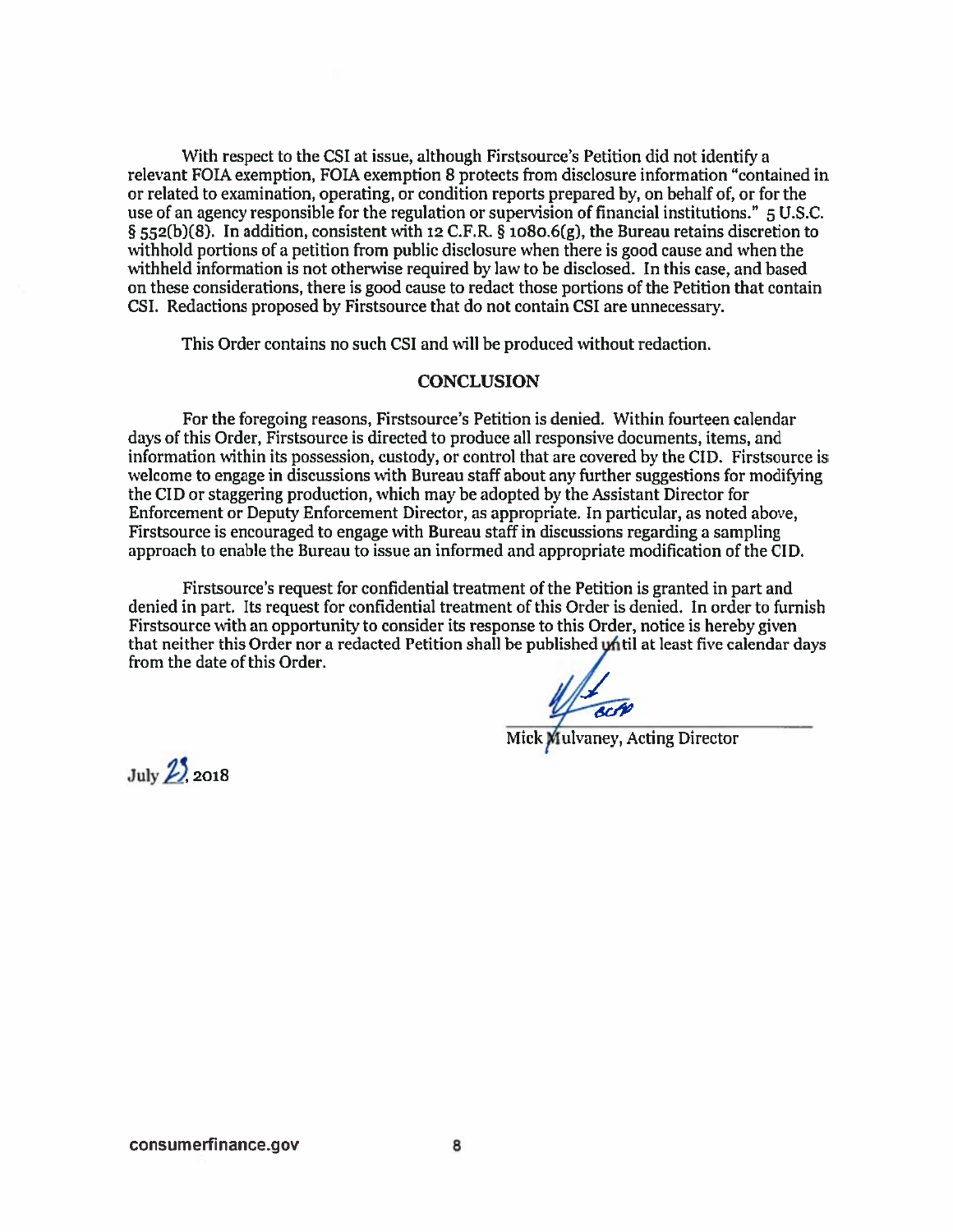With respect to the CSI at issue, although Firstsource's Petition did not identify a relevant FOIA exemption, FOIA exemption 8 protects from disclosure information "contained in or related to examination, operating, or condition reports prepared by, on behalf of, or for the use of an agency responsible for the regulation or supervision of financial institutions." 5 U.S.C. § 552(b)(8). In addition, consistent with 12 C.F.R. § 1080.6(g), the Bureau retains discretion to withhold portions of a petition from public disclosure when there is good cause and when the withheld information is not otherwise required by law to be disclosed. In this case, and based on these considerations, there is good cause to redact those portions of the Petition that contain CSI. Redactions proposed by Firstsource that do not contain CSI are unnecessary.

This Order contains no such CSI and will be produced without redaction.

## CONCLUSION

For the foregoing reasons, Firstsource's Petition is denied. Within fourteen calendar days of this Order, Firstsource is directed to produce all responsive documents, items, and information within its possession, custody, or control that are covered by the CID. Firstsource is welcome to engage in discussions with Bureau staff about any further suggestions for modifying the CID or staggering production, which may be adopted by the Assistant Director for Enforcement or Deputy Enforcement Director, as appropriate. In particular, as noted above, Firstsource is encouraged to engage with Bureau staff in discussions regarding a sampling approach to enable the Bureau to issue an informed and appropriate modification of the CID.

Firstsource's request for confidential treatment of the Petition is granted in part and denied in part. Its request for confidential treatment of this Order is denied. In order to furnish Firstsource with an opportunity to consider its response to this Order, notice is hereby given that neither this Order nor a redacted Petition shall be published until at least five calendar days from the date of this Order.

Mick Mulvaney, Acting Director

July 23, 2018